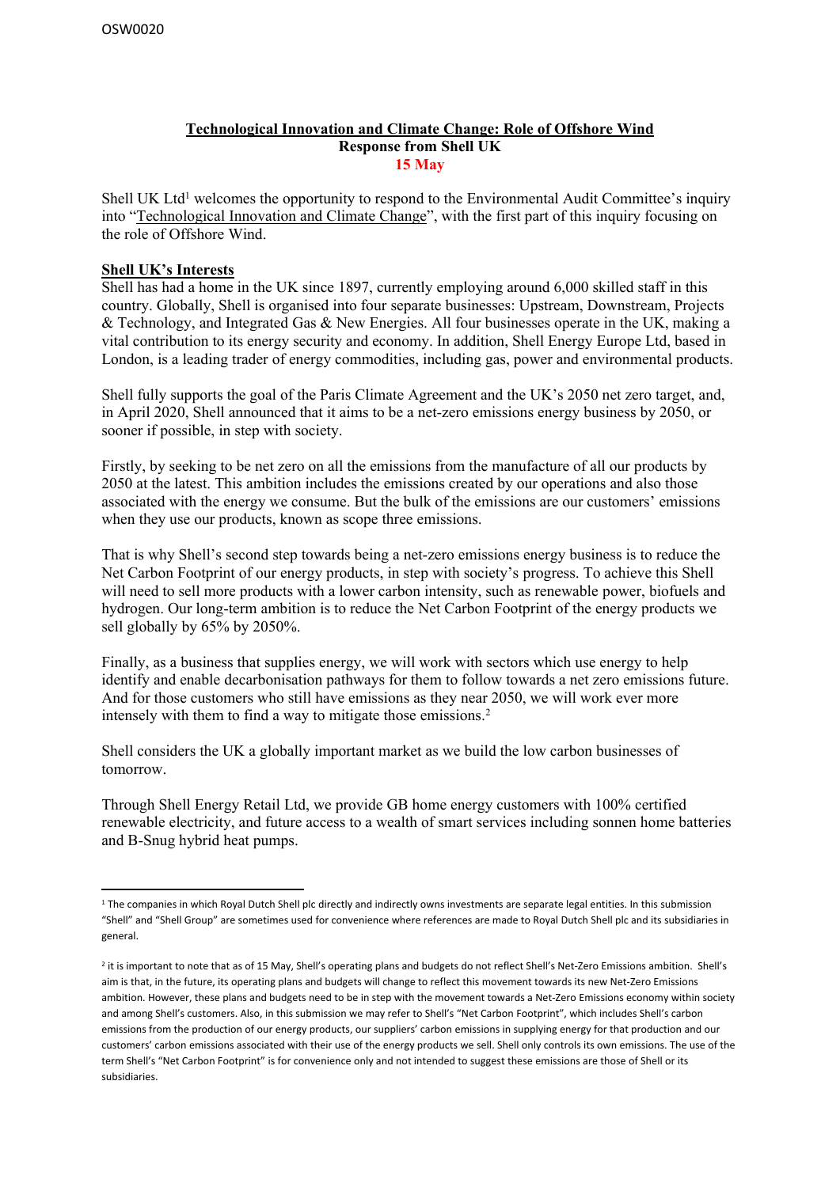OSW0020

**Technological Innovation and Climate Change: Role of Offshore Wind**
**Response from Shell UK**
**15 May**

Shell UK Ltd[1] welcomes the opportunity to respond to the Environmental Audit Committee's inquiry into "Technological Innovation and Climate Change", with the first part of this inquiry focusing on the role of Offshore Wind.

## Shell UK's Interests

Shell has had a home in the UK since 1897, currently employing around 6,000 skilled staff in this country. Globally, Shell is organised into four separate businesses: Upstream, Downstream, Projects & Technology, and Integrated Gas & New Energies. All four businesses operate in the UK, making a vital contribution to its energy security and economy. In addition, Shell Energy Europe Ltd, based in London, is a leading trader of energy commodities, including gas, power and environmental products.

Shell fully supports the goal of the Paris Climate Agreement and the UK's 2050 net zero target, and, in April 2020, Shell announced that it aims to be a net-zero emissions energy business by 2050, or sooner if possible, in step with society.

Firstly, by seeking to be net zero on all the emissions from the manufacture of all our products by 2050 at the latest. This ambition includes the emissions created by our operations and also those associated with the energy we consume. But the bulk of the emissions are our customers' emissions when they use our products, known as scope three emissions.

That is why Shell's second step towards being a net-zero emissions energy business is to reduce the Net Carbon Footprint of our energy products, in step with society's progress. To achieve this Shell will need to sell more products with a lower carbon intensity, such as renewable power, biofuels and hydrogen. Our long-term ambition is to reduce the Net Carbon Footprint of the energy products we sell globally by 65% by 2050%.

Finally, as a business that supplies energy, we will work with sectors which use energy to help identify and enable decarbonisation pathways for them to follow towards a net zero emissions future. And for those customers who still have emissions as they near 2050, we will work ever more intensely with them to find a way to mitigate those emissions.[2]

Shell considers the UK a globally important market as we build the low carbon businesses of tomorrow.

Through Shell Energy Retail Ltd, we provide GB home energy customers with 100% certified renewable electricity, and future access to a wealth of smart services including sonnen home batteries and B-Snug hybrid heat pumps.

---

[1] The companies in which Royal Dutch Shell plc directly and indirectly owns investments are separate legal entities. In this submission "Shell" and "Shell Group" are sometimes used for convenience where references are made to Royal Dutch Shell plc and its subsidiaries in general.

[2] it is important to note that as of 15 May, Shell's operating plans and budgets do not reflect Shell's Net-Zero Emissions ambition. Shell's aim is that, in the future, its operating plans and budgets will change to reflect this movement towards its new Net-Zero Emissions ambition. However, these plans and budgets need to be in step with the movement towards a Net-Zero Emissions economy within society and among Shell's customers. Also, in this submission we may refer to Shell's "Net Carbon Footprint", which includes Shell's carbon emissions from the production of our energy products, our suppliers' carbon emissions in supplying energy for that production and our customers' carbon emissions associated with their use of the energy products we sell. Shell only controls its own emissions. The use of the term Shell's "Net Carbon Footprint" is for convenience only and not intended to suggest these emissions are those of Shell or its subsidiaries.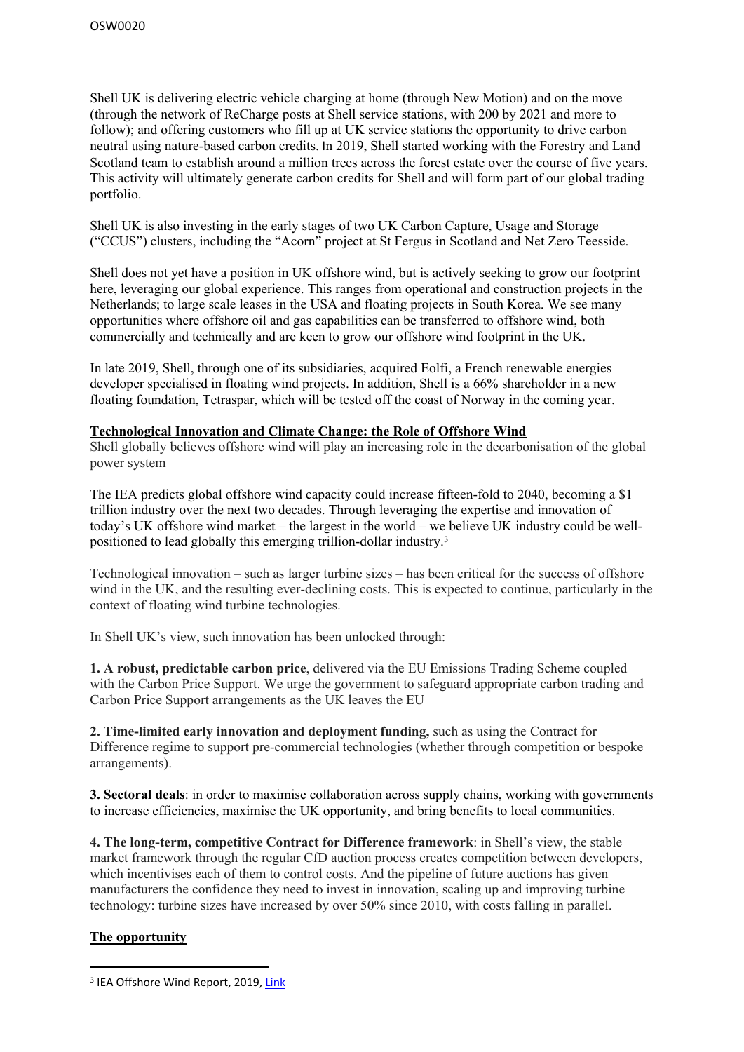Shell UK is delivering electric vehicle charging at home (through New Motion) and on the move (through the network of ReCharge posts at Shell service stations, with 200 by 2021 and more to follow); and offering customers who fill up at UK service stations the opportunity to drive carbon neutral using nature-based carbon credits. In 2019, Shell started working with the Forestry and Land Scotland team to establish around a million trees across the forest estate over the course of five years. This activity will ultimately generate carbon credits for Shell and will form part of our global trading portfolio.

Shell UK is also investing in the early stages of two UK Carbon Capture, Usage and Storage ("CCUS") clusters, including the "Acorn" project at St Fergus in Scotland and Net Zero Teesside.

Shell does not yet have a position in UK offshore wind, but is actively seeking to grow our footprint here, leveraging our global experience. This ranges from operational and construction projects in the Netherlands; to large scale leases in the USA and floating projects in South Korea. We see many opportunities where offshore oil and gas capabilities can be transferred to offshore wind, both commercially and technically and are keen to grow our offshore wind footprint in the UK.

In late 2019, Shell, through one of its subsidiaries, acquired Eolfi, a French renewable energies developer specialised in floating wind projects. In addition, Shell is a 66% shareholder in a new floating foundation, Tetraspar, which will be tested off the coast of Norway in the coming year.

## Technological Innovation and Climate Change: the Role of Offshore Wind

Shell globally believes offshore wind will play an increasing role in the decarbonisation of the global power system

The IEA predicts global offshore wind capacity could increase fifteen-fold to 2040, becoming a $1 trillion industry over the next two decades. Through leveraging the expertise and innovation of today's UK offshore wind market – the largest in the world – we believe UK industry could be well-positioned to lead globally this emerging trillion-dollar industry.[3]

Technological innovation – such as larger turbine sizes – has been critical for the success of offshore wind in the UK, and the resulting ever-declining costs. This is expected to continue, particularly in the context of floating wind turbine technologies.

In Shell UK's view, such innovation has been unlocked through:

**1. A robust, predictable carbon price**, delivered via the EU Emissions Trading Scheme coupled with the Carbon Price Support. We urge the government to safeguard appropriate carbon trading and Carbon Price Support arrangements as the UK leaves the EU

**2. Time-limited early innovation and deployment funding,** such as using the Contract for Difference regime to support pre-commercial technologies (whether through competition or bespoke arrangements).

**3. Sectoral deals**: in order to maximise collaboration across supply chains, working with governments to increase efficiencies, maximise the UK opportunity, and bring benefits to local communities.

**4. The long-term, competitive Contract for Difference framework**: in Shell's view, the stable market framework through the regular CfD auction process creates competition between developers, which incentivises each of them to control costs. And the pipeline of future auctions has given manufacturers the confidence they need to invest in innovation, scaling up and improving turbine technology: turbine sizes have increased by over 50% since 2010, with costs falling in parallel.

## The opportunity

[3] IEA Offshore Wind Report, 2019, Link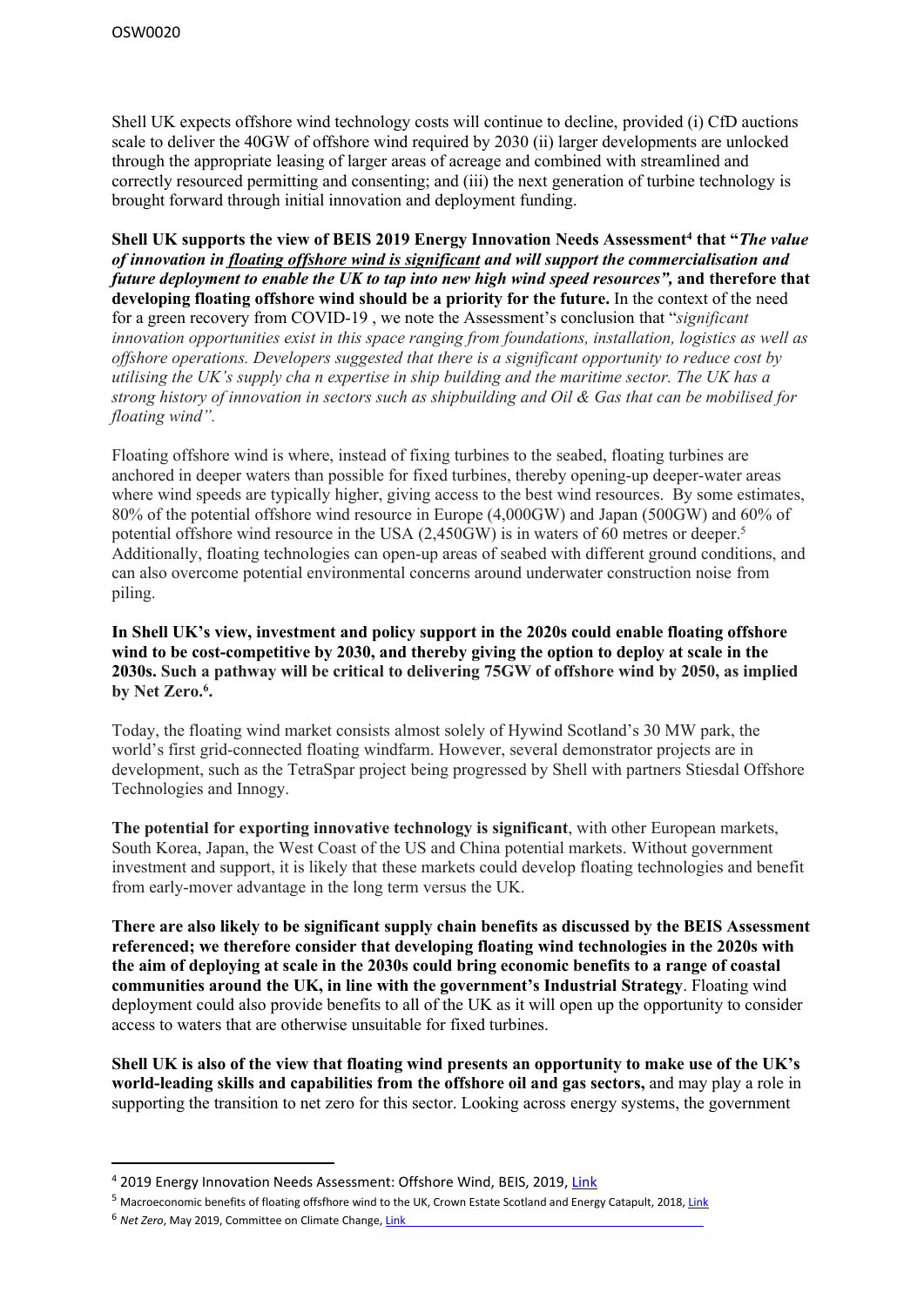Shell UK expects offshore wind technology costs will continue to decline, provided (i) CfD auctions scale to deliver the 40GW of offshore wind required by 2030 (ii) larger developments are unlocked through the appropriate leasing of larger areas of acreage and combined with streamlined and correctly resourced permitting and consenting; and (iii) the next generation of turbine technology is brought forward through initial innovation and deployment funding.

**Shell UK supports the view of BEIS 2019 Energy Innovation Needs Assessment[4] that "*The value of innovation in <u>floating offshore wind is significant</u> and will support the commercialisation and future deployment to enable the UK to tap into new high wind speed resources*", and therefore that developing floating offshore wind should be a priority for the future.** In the context of the need for a green recovery from COVID-19 , we note the Assessment's conclusion that "*significant innovation opportunities exist in this space ranging from foundations, installation, logistics as well as offshore operations. Developers suggested that there is a significant opportunity to reduce cost by utilising the UK's supply cha n expertise in ship building and the maritime sector. The UK has a strong history of innovation in sectors such as shipbuilding and Oil & Gas that can be mobilised for floating wind".*

Floating offshore wind is where, instead of fixing turbines to the seabed, floating turbines are anchored in deeper waters than possible for fixed turbines, thereby opening-up deeper-water areas where wind speeds are typically higher, giving access to the best wind resources. By some estimates, 80% of the potential offshore wind resource in Europe (4,000GW) and Japan (500GW) and 60% of potential offshore wind resource in the USA (2,450GW) is in waters of 60 metres or deeper.[5] Additionally, floating technologies can open-up areas of seabed with different ground conditions, and can also overcome potential environmental concerns around underwater construction noise from piling.

**In Shell UK's view, investment and policy support in the 2020s could enable floating offshore wind to be cost-competitive by 2030, and thereby giving the option to deploy at scale in the 2030s. Such a pathway will be critical to delivering 75GW of offshore wind by 2050, as implied by Net Zero.[6].**

Today, the floating wind market consists almost solely of Hywind Scotland's 30 MW park, the world's first grid-connected floating windfarm. However, several demonstrator projects are in development, such as the TetraSpar project being progressed by Shell with partners Stiesdal Offshore Technologies and Innogy.

**The potential for exporting innovative technology is significant**, with other European markets, South Korea, Japan, the West Coast of the US and China potential markets. Without government investment and support, it is likely that these markets could develop floating technologies and benefit from early-mover advantage in the long term versus the UK.

**There are also likely to be significant supply chain benefits as discussed by the BEIS Assessment referenced; we therefore consider that developing floating wind technologies in the 2020s with the aim of deploying at scale in the 2030s could bring economic benefits to a range of coastal communities around the UK, in line with the government's Industrial Strategy**. Floating wind deployment could also provide benefits to all of the UK as it will open up the opportunity to consider access to waters that are otherwise unsuitable for fixed turbines.

**Shell UK is also of the view that floating wind presents an opportunity to make use of the UK's world-leading skills and capabilities from the offshore oil and gas sectors,** and may play a role in supporting the transition to net zero for this sector. Looking across energy systems, the government

---

[4] 2019 Energy Innovation Needs Assessment: Offshore Wind, BEIS, 2019, Link

[5] Macroeconomic benefits of floating offshore wind to the UK, Crown Estate Scotland and Energy Catapult, 2018, Link

[6] *Net Zero*, May 2019, Committee on Climate Change, Link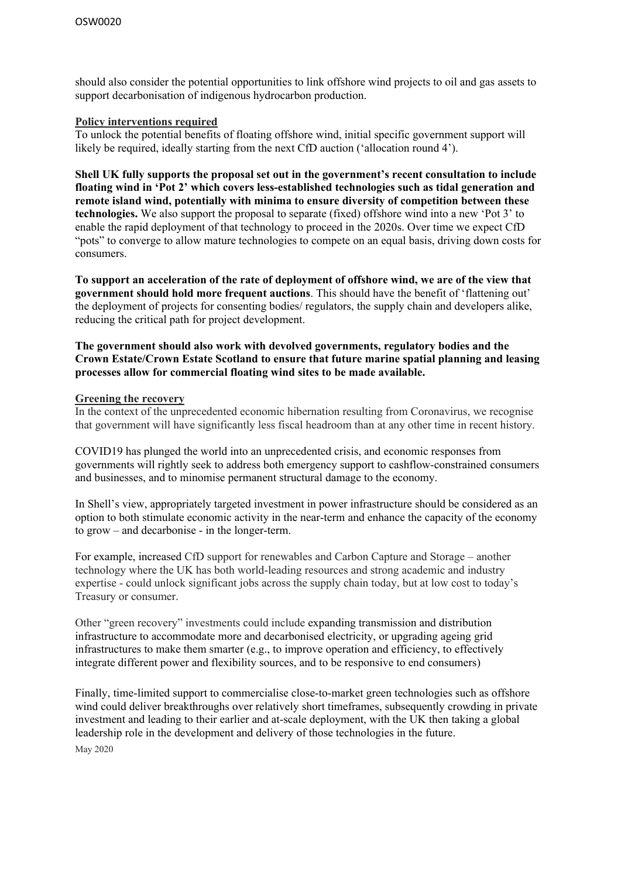should also consider the potential opportunities to link offshore wind projects to oil and gas assets to support decarbonisation of indigenous hydrocarbon production.

**Policy interventions required**

To unlock the potential benefits of floating offshore wind, initial specific government support will likely be required, ideally starting from the next CfD auction ('allocation round 4').

**Shell UK fully supports the proposal set out in the government's recent consultation to include floating wind in 'Pot 2' which covers less-established technologies such as tidal generation and remote island wind, potentially with minima to ensure diversity of competition between these technologies.** We also support the proposal to separate (fixed) offshore wind into a new 'Pot 3' to enable the rapid deployment of that technology to proceed in the 2020s. Over time we expect CfD "pots" to converge to allow mature technologies to compete on an equal basis, driving down costs for consumers.

**To support an acceleration of the rate of deployment of offshore wind, we are of the view that government should hold more frequent auctions**. This should have the benefit of 'flattening out' the deployment of projects for consenting bodies/ regulators, the supply chain and developers alike, reducing the critical path for project development.

**The government should also work with devolved governments, regulatory bodies and the Crown Estate/Crown Estate Scotland to ensure that future marine spatial planning and leasing processes allow for commercial floating wind sites to be made available.**

**Greening the recovery**

In the context of the unprecedented economic hibernation resulting from Coronavirus, we recognise that government will have significantly less fiscal headroom than at any other time in recent history.

COVID19 has plunged the world into an unprecedented crisis, and economic responses from governments will rightly seek to address both emergency support to cashflow-constrained consumers and businesses, and to minomise permanent structural damage to the economy.

In Shell's view, appropriately targeted investment in power infrastructure should be considered as an option to both stimulate economic activity in the near-term and enhance the capacity of the economy to grow – and decarbonise - in the longer-term.

For example, increased CfD support for renewables and Carbon Capture and Storage – another technology where the UK has both world-leading resources and strong academic and industry expertise - could unlock significant jobs across the supply chain today, but at low cost to today's Treasury or consumer.

Other "green recovery" investments could include expanding transmission and distribution infrastructure to accommodate more and decarbonised electricity, or upgrading ageing grid infrastructures to make them smarter (e.g., to improve operation and efficiency, to effectively integrate different power and flexibility sources, and to be responsive to end consumers)

Finally, time-limited support to commercialise close-to-market green technologies such as offshore wind could deliver breakthroughs over relatively short timeframes, subsequently crowding in private investment and leading to their earlier and at-scale deployment, with the UK then taking a global leadership role in the development and delivery of those technologies in the future.

May 2020